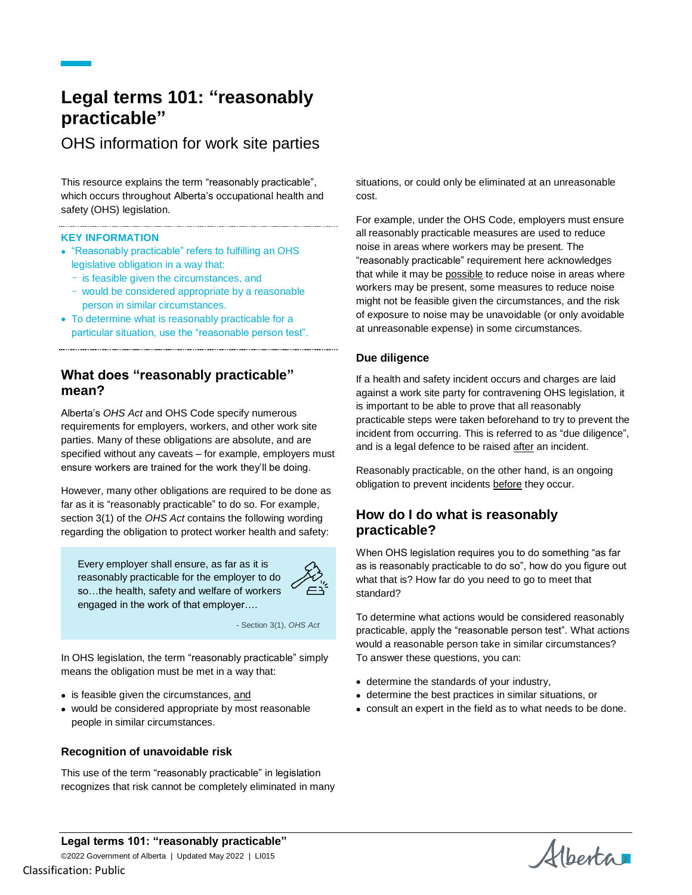# Legal terms 101: "reasonably practicable"

OHS information for work site parties

This resource explains the term "reasonably practicable", which occurs throughout Alberta's occupational health and safety (OHS) legislation.

**KEY INFORMATION**

- "Reasonably practicable" refers to fulfilling an OHS legislative obligation in a way that:
  - is feasible given the circumstances, and
  - would be considered appropriate by a reasonable person in similar circumstances.
- To determine what is reasonably practicable for a particular situation, use the "reasonable person test".

## What does "reasonably practicable" mean?

Alberta's *OHS Act* and OHS Code specify numerous requirements for employers, workers, and other work site parties. Many of these obligations are absolute, and are specified without any caveats – for example, employers must ensure workers are trained for the work they'll be doing.

However, many other obligations are required to be done as far as it is "reasonably practicable" to do so. For example, section 3(1) of the *OHS Act* contains the following wording regarding the obligation to protect worker health and safety:

> Every employer shall ensure, as far as it is reasonably practicable for the employer to do so…the health, safety and welfare of workers engaged in the work of that employer….
>
> \- Section 3(1), *OHS Act*

In OHS legislation, the term "reasonably practicable" simply means the obligation must be met in a way that:

- is feasible given the circumstances, and
- would be considered appropriate by most reasonable people in similar circumstances.

### Recognition of unavoidable risk

This use of the term "reasonably practicable" in legislation recognizes that risk cannot be completely eliminated in many situations, or could only be eliminated at an unreasonable cost.

For example, under the OHS Code, employers must ensure all reasonably practicable measures are used to reduce noise in areas where workers may be present. The "reasonably practicable" requirement here acknowledges that while it may be possible to reduce noise in areas where workers may be present, some measures to reduce noise might not be feasible given the circumstances, and the risk of exposure to noise may be unavoidable (or only avoidable at unreasonable expense) in some circumstances.

### Due diligence

If a health and safety incident occurs and charges are laid against a work site party for contravening OHS legislation, it is important to be able to prove that all reasonably practicable steps were taken beforehand to try to prevent the incident from occurring. This is referred to as "due diligence", and is a legal defence to be raised after an incident.

Reasonably practicable, on the other hand, is an ongoing obligation to prevent incidents before they occur.

## How do I do what is reasonably practicable?

When OHS legislation requires you to do something "as far as is reasonably practicable to do so", how do you figure out what that is? How far do you need to go to meet that standard?

To determine what actions would be considered reasonably practicable, apply the "reasonable person test". What actions would a reasonable person take in similar circumstances? To answer these questions, you can:

- determine the standards of your industry,
- determine the best practices in similar situations, or
- consult an expert in the field as to what needs to be done.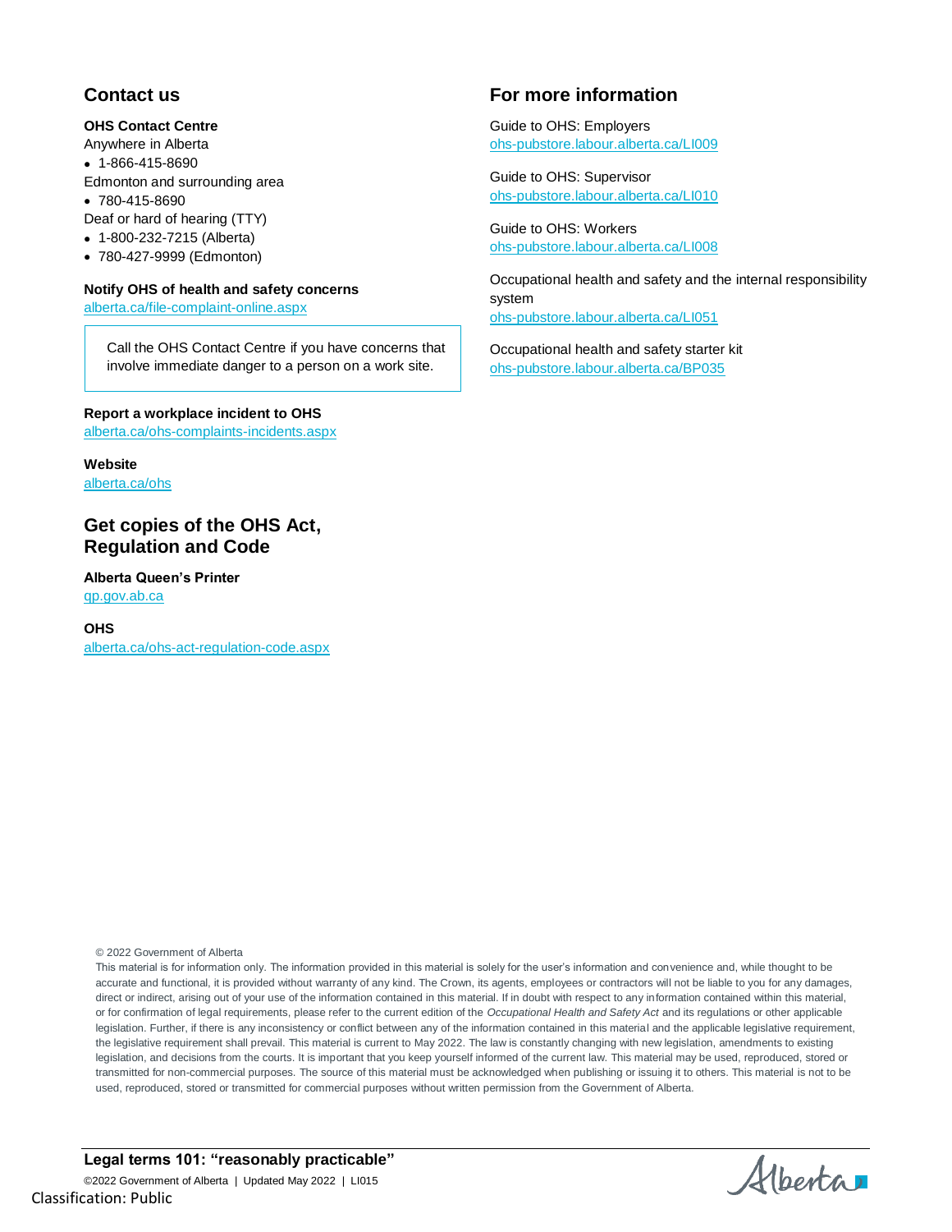## Contact us

**OHS Contact Centre**

Anywhere in Alberta

- 1-866-415-8690

Edmonton and surrounding area

- 780-415-8690

Deaf or hard of hearing (TTY)

- 1-800-232-7215 (Alberta)
- 780-427-9999 (Edmonton)

**Notify OHS of health and safety concerns**

alberta.ca/file-complaint-online.aspx

> Call the OHS Contact Centre if you have concerns that involve immediate danger to a person on a work site.

**Report a workplace incident to OHS**

alberta.ca/ohs-complaints-incidents.aspx

**Website**

alberta.ca/ohs

## Get copies of the OHS Act, Regulation and Code

**Alberta Queen's Printer**

qp.gov.ab.ca

**OHS**

alberta.ca/ohs-act-regulation-code.aspx

## For more information

Guide to OHS: Employers
ohs-pubstore.labour.alberta.ca/LI009

Guide to OHS: Supervisor
ohs-pubstore.labour.alberta.ca/LI010

Guide to OHS: Workers
ohs-pubstore.labour.alberta.ca/LI008

Occupational health and safety and the internal responsibility system
ohs-pubstore.labour.alberta.ca/LI051

Occupational health and safety starter kit
ohs-pubstore.labour.alberta.ca/BP035

© 2022 Government of Alberta

This material is for information only. The information provided in this material is solely for the user's information and convenience and, while thought to be accurate and functional, it is provided without warranty of any kind. The Crown, its agents, employees or contractors will not be liable to you for any damages, direct or indirect, arising out of your use of the information contained in this material. If in doubt with respect to any information contained within this material, or for confirmation of legal requirements, please refer to the current edition of the *Occupational Health and Safety Act* and its regulations or other applicable legislation. Further, if there is any inconsistency or conflict between any of the information contained in this material and the applicable legislative requirement, the legislative requirement shall prevail. This material is current to May 2022. The law is constantly changing with new legislation, amendments to existing legislation, and decisions from the courts. It is important that you keep yourself informed of the current law. This material may be used, reproduced, stored or transmitted for non-commercial purposes. The source of this material must be acknowledged when publishing or issuing it to others. This material is not to be used, reproduced, stored or transmitted for commercial purposes without written permission from the Government of Alberta.

Classification: Public